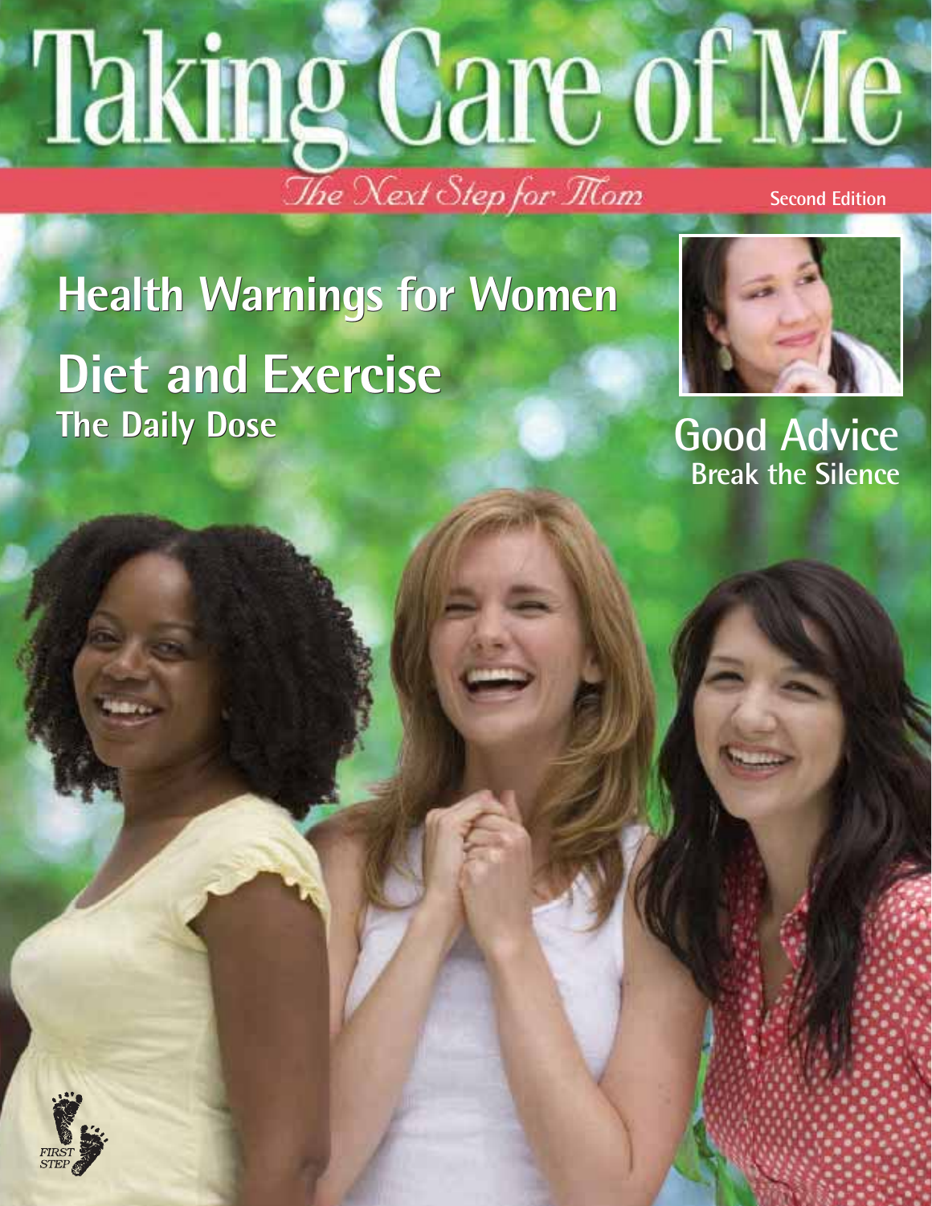# Taking Care of Me

*The Next Step for Mom*

Second Edition

## Health Warnings for Women

## Diet and Exercise

### The Daily Dose

## Good Advice

### Break the Silence

FIRST STEP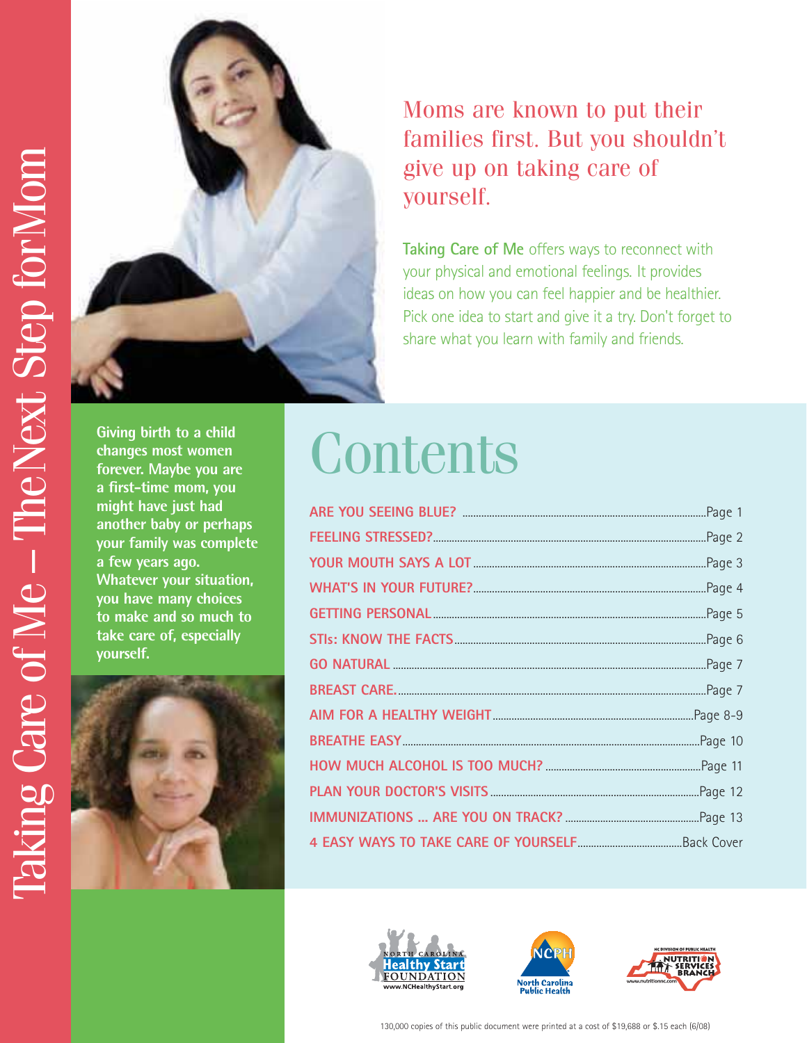# Taking Care of Me – The Next Step for Mom

Moms are known to put their families first. But you shouldn't give up on taking care of yourself.

**Taking Care of Me** offers ways to reconnect with your physical and emotional feelings. It provides ideas on how you can feel happier and be healthier. Pick one idea to start and give it a try. Don't forget to share what you learn with family and friends.

**Giving birth to a child changes most women forever. Maybe you are a first-time mom, you might have just had another baby or perhaps your family was complete a few years ago. Whatever your situation, you have many choices to make and so much to take care of, especially yourself.**

## Contents

- ARE YOU SEEING BLUE? ....... Page 1
- FEELING STRESSED? ....... Page 2
- YOUR MOUTH SAYS A LOT ....... Page 3
- WHAT'S IN YOUR FUTURE? ....... Page 4
- GETTING PERSONAL ....... Page 5
- STIs: KNOW THE FACTS ....... Page 6
- GO NATURAL ....... Page 7
- BREAST CARE. ....... Page 7
- AIM FOR A HEALTHY WEIGHT ....... Page 8-9
- BREATHE EASY ....... Page 10
- HOW MUCH ALCOHOL IS TOO MUCH? ....... Page 11
- PLAN YOUR DOCTOR'S VISITS ....... Page 12
- IMMUNIZATIONS ... ARE YOU ON TRACK? ....... Page 13
- 4 EASY WAYS TO TAKE CARE OF YOURSELF ....... Back Cover

North Carolina Healthy Start Foundation www.NCHealthyStart.org

NCPH North Carolina Public Health

NC Division of Public Health Nutrition Services Branch www.nutritionnc.com

130,000 copies of this public document were printed at a cost of $19,688 or $.15 each (6/08)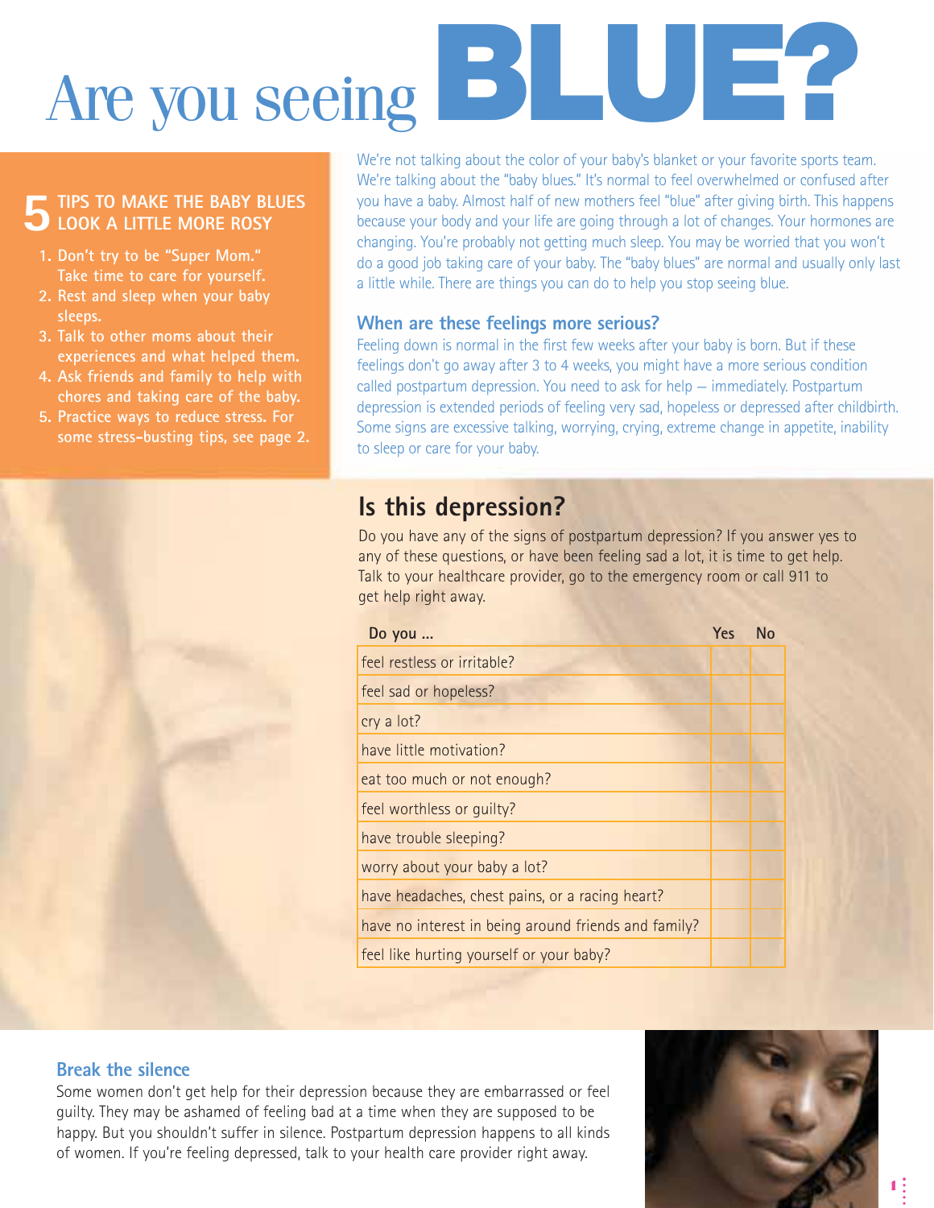# Are you seeing BLUE?

## 5 TIPS TO MAKE THE BABY BLUES LOOK A LITTLE MORE ROSY

1. Don't try to be "Super Mom." Take time to care for yourself.
2. Rest and sleep when your baby sleeps.
3. Talk to other moms about their experiences and what helped them.
4. Ask friends and family to help with chores and taking care of the baby.
5. Practice ways to reduce stress. For some stress-busting tips, see page 2.

We're not talking about the color of your baby's blanket or your favorite sports team. We're talking about the "baby blues." It's normal to feel overwhelmed or confused after you have a baby. Almost half of new mothers feel "blue" after giving birth. This happens because your body and your life are going through a lot of changes. Your hormones are changing. You're probably not getting much sleep. You may be worried that you won't do a good job taking care of your baby. The "baby blues" are normal and usually only last a little while. There are things you can do to help you stop seeing blue.

### When are these feelings more serious?

Feeling down is normal in the first few weeks after your baby is born. But if these feelings don't go away after 3 to 4 weeks, you might have a more serious condition called postpartum depression. You need to ask for help – immediately. Postpartum depression is extended periods of feeling very sad, hopeless or depressed after childbirth. Some signs are excessive talking, worrying, crying, extreme change in appetite, inability to sleep or care for your baby.

## Is this depression?

Do you have any of the signs of postpartum depression? If you answer yes to any of these questions, or have been feeling sad a lot, it is time to get help. Talk to your healthcare provider, go to the emergency room or call 911 to get help right away.

| Do you ... | Yes | No |
|---|---|---|
| feel restless or irritable? | | |
| feel sad or hopeless? | | |
| cry a lot? | | |
| have little motivation? | | |
| eat too much or not enough? | | |
| feel worthless or guilty? | | |
| have trouble sleeping? | | |
| worry about your baby a lot? | | |
| have headaches, chest pains, or a racing heart? | | |
| have no interest in being around friends and family? | | |
| feel like hurting yourself or your baby? | | |

### Break the silence

Some women don't get help for their depression because they are embarrassed or feel guilty. They may be ashamed of feeling bad at a time when they are supposed to be happy. But you shouldn't suffer in silence. Postpartum depression happens to all kinds of women. If you're feeling depressed, talk to your health care provider right away.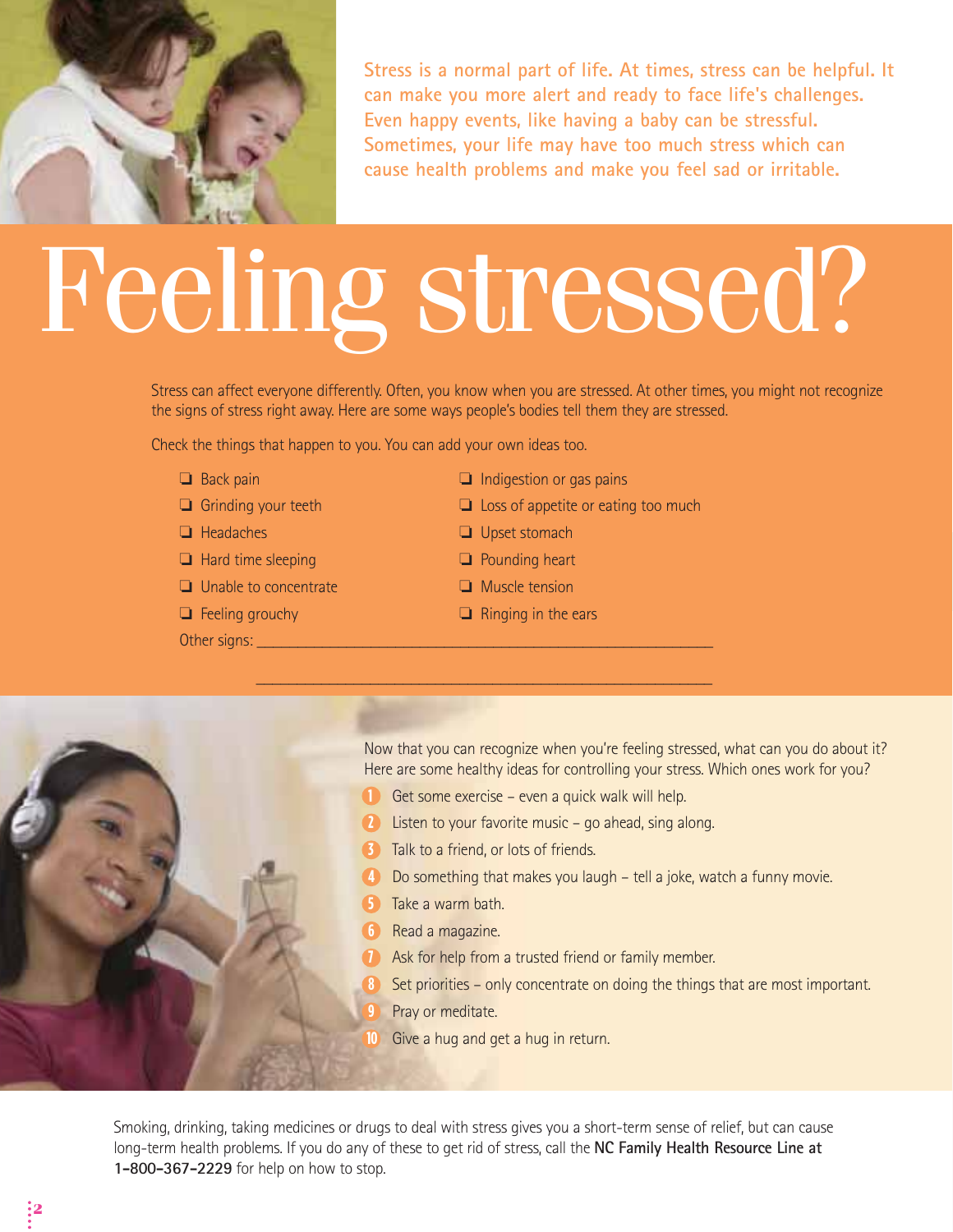Stress is a normal part of life. At times, stress can be helpful. It can make you more alert and ready to face life's challenges. Even happy events, like having a baby can be stressful. Sometimes, your life may have too much stress which can cause health problems and make you feel sad or irritable.

# Feeling stressed?

Stress can affect everyone differently. Often, you know when you are stressed. At other times, you might not recognize the signs of stress right away. Here are some ways people's bodies tell them they are stressed.

Check the things that happen to you. You can add your own ideas too.

- ❑ Back pain
- ❑ Grinding your teeth
- ❑ Headaches
- ❑ Hard time sleeping
- ❑ Unable to concentrate
- ❑ Feeling grouchy
- ❑ Indigestion or gas pains
- ❑ Loss of appetite or eating too much
- ❑ Upset stomach
- ❑ Pounding heart
- ❑ Muscle tension
- ❑ Ringing in the ears

Other signs: ______________________________________________

______________________________________________

Now that you can recognize when you're feeling stressed, what can you do about it? Here are some healthy ideas for controlling your stress. Which ones work for you?

1. Get some exercise – even a quick walk will help.
2. Listen to your favorite music – go ahead, sing along.
3. Talk to a friend, or lots of friends.
4. Do something that makes you laugh – tell a joke, watch a funny movie.
5. Take a warm bath.
6. Read a magazine.
7. Ask for help from a trusted friend or family member.
8. Set priorities – only concentrate on doing the things that are most important.
9. Pray or meditate.
10. Give a hug and get a hug in return.

Smoking, drinking, taking medicines or drugs to deal with stress gives you a short-term sense of relief, but can cause long-term health problems. If you do any of these to get rid of stress, call the **NC Family Health Resource Line at 1-800-367-2229** for help on how to stop.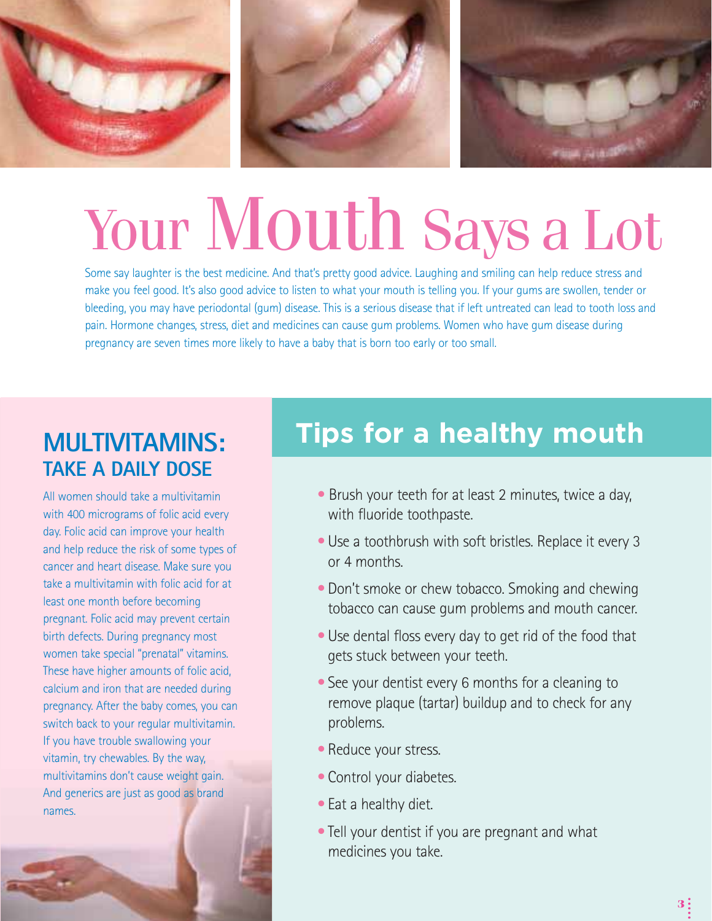# Your Mouth Says a Lot

Some say laughter is the best medicine. And that's pretty good advice. Laughing and smiling can help reduce stress and make you feel good. It's also good advice to listen to what your mouth is telling you. If your gums are swollen, tender or bleeding, you may have periodontal (gum) disease. This is a serious disease that if left untreated can lead to tooth loss and pain. Hormone changes, stress, diet and medicines can cause gum problems. Women who have gum disease during pregnancy are seven times more likely to have a baby that is born too early or too small.

## MULTIVITAMINS: TAKE A DAILY DOSE

All women should take a multivitamin with 400 micrograms of folic acid every day. Folic acid can improve your health and help reduce the risk of some types of cancer and heart disease. Make sure you take a multivitamin with folic acid for at least one month before becoming pregnant. Folic acid may prevent certain birth defects. During pregnancy most women take special "prenatal" vitamins. These have higher amounts of folic acid, calcium and iron that are needed during pregnancy. After the baby comes, you can switch back to your regular multivitamin. If you have trouble swallowing your vitamin, try chewables. By the way, multivitamins don't cause weight gain. And generics are just as good as brand names.

## Tips for a healthy mouth

- Brush your teeth for at least 2 minutes, twice a day, with fluoride toothpaste.
- Use a toothbrush with soft bristles. Replace it every 3 or 4 months.
- Don't smoke or chew tobacco. Smoking and chewing tobacco can cause gum problems and mouth cancer.
- Use dental floss every day to get rid of the food that gets stuck between your teeth.
- See your dentist every 6 months for a cleaning to remove plaque (tartar) buildup and to check for any problems.
- Reduce your stress.
- Control your diabetes.
- Eat a healthy diet.
- Tell your dentist if you are pregnant and what medicines you take.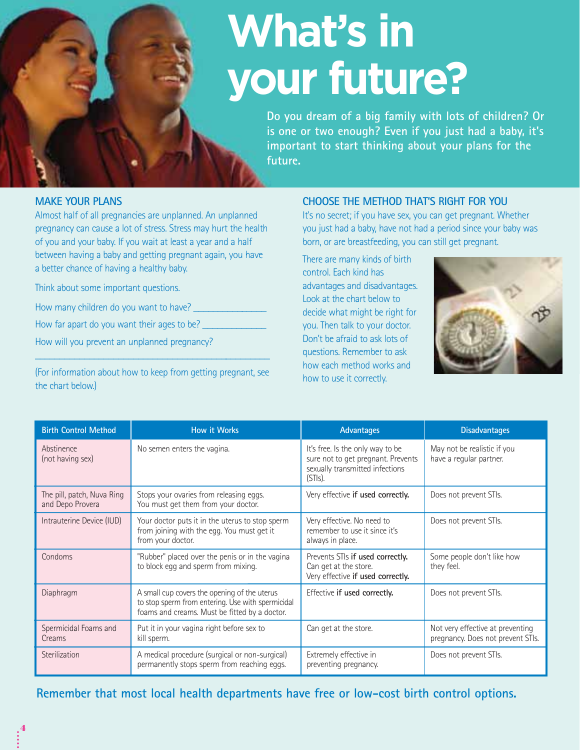# What's in your future?

**Do you dream of a big family with lots of children? Or is one or two enough? Even if you just had a baby, it's important to start thinking about your plans for the future.**

## MAKE YOUR PLANS

Almost half of all pregnancies are unplanned. An unplanned pregnancy can cause a lot of stress. Stress may hurt the health of you and your baby. If you wait at least a year and a half between having a baby and getting pregnant again, you have a better chance of having a healthy baby.

Think about some important questions.

How many children do you want to have? _______________

How far apart do you want their ages to be? _____________

How will you prevent an unplanned pregnancy?

_______________________________________________

(For information about how to keep from getting pregnant, see the chart below.)

## CHOOSE THE METHOD THAT'S RIGHT FOR YOU

It's no secret; if you have sex, you can get pregnant. Whether you just had a baby, have not had a period since your baby was born, or are breastfeeding, you can still get pregnant.

There are many kinds of birth control. Each kind has advantages and disadvantages. Look at the chart below to decide what might be right for you. Then talk to your doctor. Don't be afraid to ask lots of questions. Remember to ask how each method works and how to use it correctly.

| Birth Control Method | How it Works | Advantages | Disadvantages |
|---|---|---|---|
| Abstinence (not having sex) | No semen enters the vagina. | It's free. Is the only way to be sure not to get pregnant. Prevents sexually transmitted infections (STIs). | May not be realistic if you have a regular partner. |
| The pill, patch, Nuva Ring and Depo Provera | Stops your ovaries from releasing eggs. You must get them from your doctor. | Very effective **if used correctly.** | Does not prevent STIs. |
| Intrauterine Device (IUD) | Your doctor puts it in the uterus to stop sperm from joining with the egg. You must get it from your doctor. | Very effective. No need to remember to use it since it's always in place. | Does not prevent STIs. |
| Condoms | "Rubber" placed over the penis or in the vagina to block egg and sperm from mixing. | Prevents STIs **if used correctly.** Can get at the store. Very effective **if used correctly.** | Some people don't like how they feel. |
| Diaphragm | A small cup covers the opening of the uterus to stop sperm from entering. Use with spermicidal foams and creams. Must be fitted by a doctor. | Effective **if used correctly.** | Does not prevent STIs. |
| Spermicidal Foams and Creams | Put it in your vagina right before sex to kill sperm. | Can get at the store. | Not very effective at preventing pregnancy. Does not prevent STIs. |
| Sterilization | A medical procedure (surgical or non-surgical) permanently stops sperm from reaching eggs. | Extremely effective in preventing pregnancy. | Does not prevent STIs. |

**Remember that most local health departments have free or low-cost birth control options.**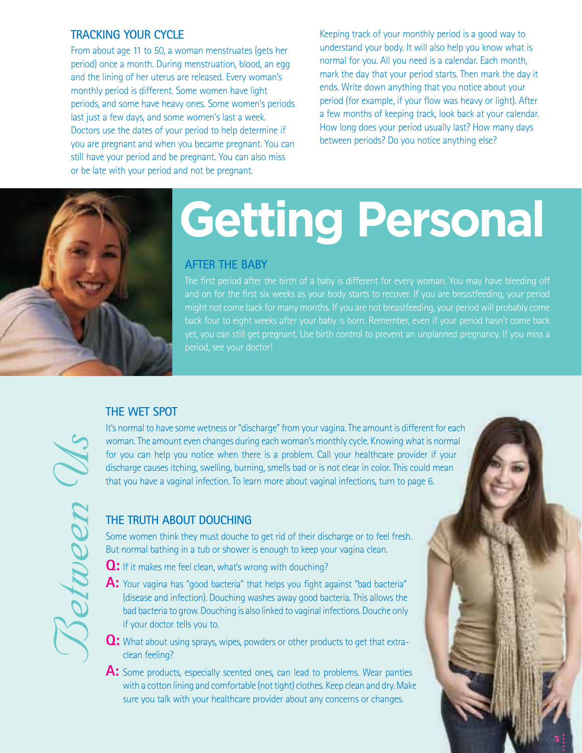## TRACKING YOUR CYCLE

From about age 11 to 50, a woman menstruates (gets her period) once a month. During menstruation, blood, an egg and the lining of her uterus are released. Every woman's monthly period is different. Some women have light periods, and some have heavy ones. Some women's periods last just a few days, and some women's last a week. Doctors use the dates of your period to help determine if you are pregnant and when you became pregnant. You can still have your period and be pregnant. You can also miss or be late with your period and not be pregnant.

Keeping track of your monthly period is a good way to understand your body. It will also help you know what is normal for you. All you need is a calendar. Each month, mark the day that your period starts. Then mark the day it ends. Write down anything that you notice about your period (for example, if your flow was heavy or light). After a few months of keeping track, look back at your calendar. How long does your period usually last? How many days between periods? Do you notice anything else?

# Getting Personal

## AFTER THE BABY

The first period after the birth of a baby is different for every woman. You may have bleeding off and on for the first six weeks as your body starts to recover. If you are breastfeeding, your period might not come back for many months. If you are not breastfeeding, your period will probably come back four to eight weeks after your baby is born. Remember, even if your period hasn't come back yet, you can still get pregnant. Use birth control to prevent an unplanned pregnancy. If you miss a period, see your doctor!

*Between Us*

## THE WET SPOT

It's normal to have some wetness or "discharge" from your vagina. The amount is different for each woman. The amount even changes during each woman's monthly cycle. Knowing what is normal for you can help you notice when there is a problem. Call your healthcare provider if your discharge causes itching, swelling, burning, smells bad or is not clear in color. This could mean that you have a vaginal infection. To learn more about vaginal infections, turn to page 6.

## THE TRUTH ABOUT DOUCHING

Some women think they must douche to get rid of their discharge or to feel fresh. But normal bathing in a tub or shower is enough to keep your vagina clean.

**Q:** If it makes me feel clean, what's wrong with douching?

**A:** Your vagina has "good bacteria" that helps you fight against "bad bacteria" (disease and infection). Douching washes away good bacteria. This allows the bad bacteria to grow. Douching is also linked to vaginal infections. Douche only if your doctor tells you to.

**Q:** What about using sprays, wipes, powders or other products to get that extra-clean feeling?

**A:** Some products, especially scented ones, can lead to problems. Wear panties with a cotton lining and comfortable (not tight) clothes. Keep clean and dry. Make sure you talk with your healthcare provider about any concerns or changes.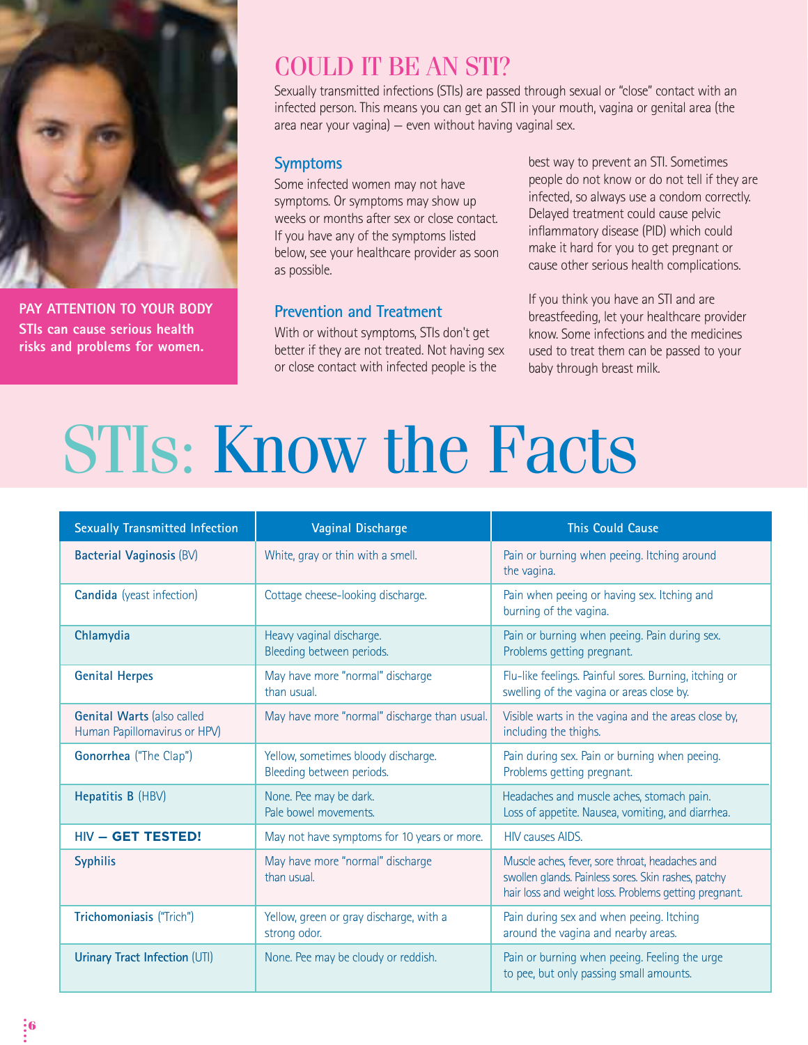**PAY ATTENTION TO YOUR BODY**
**STIs can cause serious health risks and problems for women.**

## COULD IT BE AN STI?

Sexually transmitted infections (STIs) are passed through sexual or "close" contact with an infected person. This means you can get an STI in your mouth, vagina or genital area (the area near your vagina) – even without having vaginal sex.

### Symptoms

Some infected women may not have symptoms. Or symptoms may show up weeks or months after sex or close contact. If you have any of the symptoms listed below, see your healthcare provider as soon as possible.

### Prevention and Treatment

With or without symptoms, STIs don't get better if they are not treated. Not having sex or close contact with infected people is the best way to prevent an STI. Sometimes people do not know or do not tell if they are infected, so always use a condom correctly. Delayed treatment could cause pelvic inflammatory disease (PID) which could make it hard for you to get pregnant or cause other serious health complications.

If you think you have an STI and are breastfeeding, let your healthcare provider know. Some infections and the medicines used to treat them can be passed to your baby through breast milk.

# STIs: Know the Facts

| Sexually Transmitted Infection | Vaginal Discharge | This Could Cause |
|---|---|---|
| **Bacterial Vaginosis** (BV) | White, gray or thin with a smell. | Pain or burning when peeing. Itching around the vagina. |
| **Candida** (yeast infection) | Cottage cheese-looking discharge. | Pain when peeing or having sex. Itching and burning of the vagina. |
| **Chlamydia** | Heavy vaginal discharge. Bleeding between periods. | Pain or burning when peeing. Pain during sex. Problems getting pregnant. |
| **Genital Herpes** | May have more "normal" discharge than usual. | Flu-like feelings. Painful sores. Burning, itching or swelling of the vagina or areas close by. |
| **Genital Warts** (also called Human Papillomavirus or HPV) | May have more "normal" discharge than usual. | Visible warts in the vagina and the areas close by, including the thighs. |
| **Gonorrhea** ("The Clap") | Yellow, sometimes bloody discharge. Bleeding between periods. | Pain during sex. Pain or burning when peeing. Problems getting pregnant. |
| **Hepatitis B** (HBV) | None. Pee may be dark. Pale bowel movements. | Headaches and muscle aches, stomach pain. Loss of appetite. Nausea, vomiting, and diarrhea. |
| **HIV – GET TESTED!** | May not have symptoms for 10 years or more. | HIV causes AIDS. |
| **Syphilis** | May have more "normal" discharge than usual. | Muscle aches, fever, sore throat, headaches and swollen glands. Painless sores. Skin rashes, patchy hair loss and weight loss. Problems getting pregnant. |
| **Trichomoniasis** ("Trich") | Yellow, green or gray discharge, with a strong odor. | Pain during sex and when peeing. Itching around the vagina and nearby areas. |
| **Urinary Tract Infection** (UTI) | None. Pee may be cloudy or reddish. | Pain or burning when peeing. Feeling the urge to pee, but only passing small amounts. |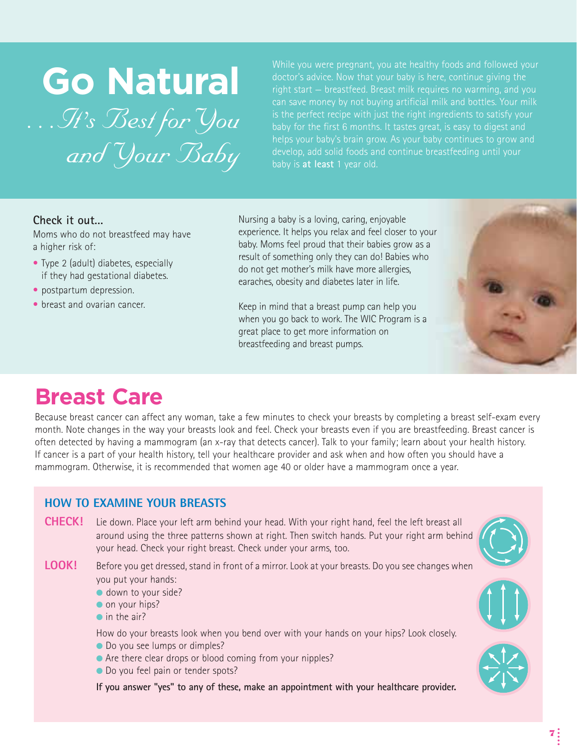# Go Natural

*. . . It's Best for You and Your Baby*

While you were pregnant, you ate healthy foods and followed your doctor's advice. Now that your baby is here, continue giving the right start – breastfeed. Breast milk requires no warming, and you can save money by not buying artificial milk and bottles. Your milk is the perfect recipe with just the right ingredients to satisfy your baby for the first 6 months. It tastes great, is easy to digest and helps your baby's brain grow. As your baby continues to grow and develop, add solid foods and continue breastfeeding until your baby is **at least** 1 year old.

**Check it out...**

Moms who do not breastfeed may have a higher risk of:

- Type 2 (adult) diabetes, especially if they had gestational diabetes.
- postpartum depression.
- breast and ovarian cancer.

Nursing a baby is a loving, caring, enjoyable experience. It helps you relax and feel closer to your baby. Moms feel proud that their babies grow as a result of something only they can do! Babies who do not get mother's milk have more allergies, earaches, obesity and diabetes later in life.

Keep in mind that a breast pump can help you when you go back to work. The WIC Program is a great place to get more information on breastfeeding and breast pumps.

# Breast Care

Because breast cancer can affect any woman, take a few minutes to check your breasts by completing a breast self-exam every month. Note changes in the way your breasts look and feel. Check your breasts even if you are breastfeeding. Breast cancer is often detected by having a mammogram (an x-ray that detects cancer). Talk to your family; learn about your health history. If cancer is a part of your health history, tell your healthcare provider and ask when and how often you should have a mammogram. Otherwise, it is recommended that women age 40 or older have a mammogram once a year.

## HOW TO EXAMINE YOUR BREASTS

**CHECK!** Lie down. Place your left arm behind your head. With your right hand, feel the left breast all around using the three patterns shown at right. Then switch hands. Put your right arm behind your head. Check your right breast. Check under your arms, too.

**LOOK!** Before you get dressed, stand in front of a mirror. Look at your breasts. Do you see changes when you put your hands:

- down to your side?
- on your hips?
- in the air?

How do your breasts look when you bend over with your hands on your hips? Look closely.

- Do you see lumps or dimples?
- Are there clear drops or blood coming from your nipples?
- Do you feel pain or tender spots?

**If you answer "yes" to any of these, make an appointment with your healthcare provider.**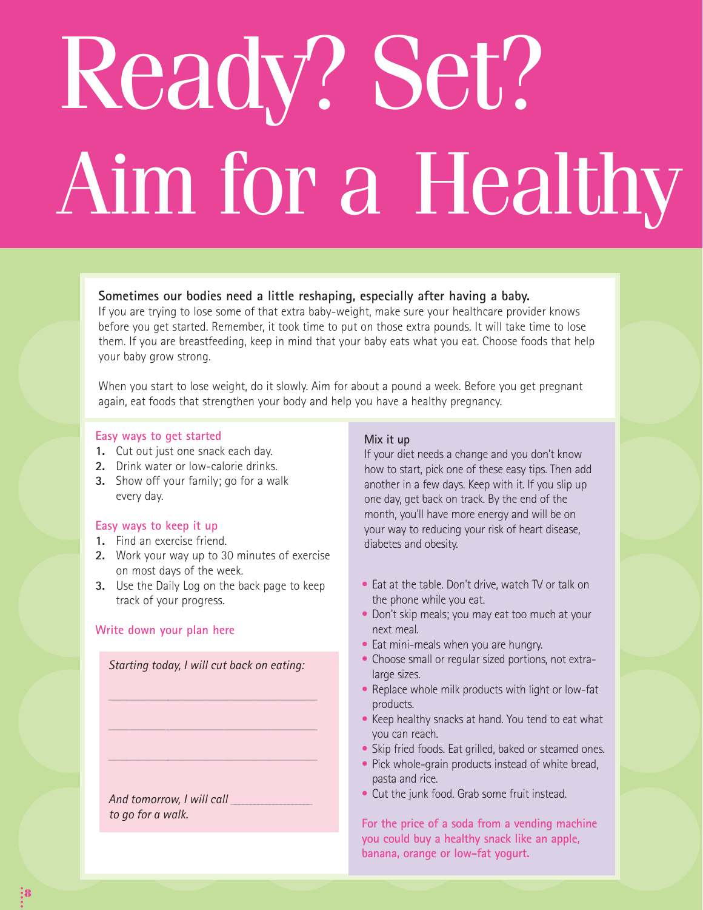# Ready? Set? Aim for a Healthy

**Sometimes our bodies need a little reshaping, especially after having a baby.**
If you are trying to lose some of that extra baby-weight, make sure your healthcare provider knows before you get started. Remember, it took time to put on those extra pounds. It will take time to lose them. If you are breastfeeding, keep in mind that your baby eats what you eat. Choose foods that help your baby grow strong.

When you start to lose weight, do it slowly. Aim for about a pound a week. Before you get pregnant again, eat foods that strengthen your body and help you have a healthy pregnancy.

### Easy ways to get started

1. Cut out just one snack each day.
2. Drink water or low-calorie drinks.
3. Show off your family; go for a walk every day.

### Easy ways to keep it up

1. Find an exercise friend.
2. Work your way up to 30 minutes of exercise on most days of the week.
3. Use the Daily Log on the back page to keep track of your progress.

### Write down your plan here

*Starting today, I will cut back on eating:*

___________________________________

___________________________________

___________________________________

*And tomorrow, I will call _______________ to go for a walk.*

### Mix it up

If your diet needs a change and you don't know how to start, pick one of these easy tips. Then add another in a few days. Keep with it. If you slip up one day, get back on track. By the end of the month, you'll have more energy and will be on your way to reducing your risk of heart disease, diabetes and obesity.

- Eat at the table. Don't drive, watch TV or talk on the phone while you eat.
- Don't skip meals; you may eat too much at your next meal.
- Eat mini-meals when you are hungry.
- Choose small or regular sized portions, not extra-large sizes.
- Replace whole milk products with light or low-fat products.
- Keep healthy snacks at hand. You tend to eat what you can reach.
- Skip fried foods. Eat grilled, baked or steamed ones.
- Pick whole-grain products instead of white bread, pasta and rice.
- Cut the junk food. Grab some fruit instead.

**For the price of a soda from a vending machine you could buy a healthy snack like an apple, banana, orange or low-fat yogurt.**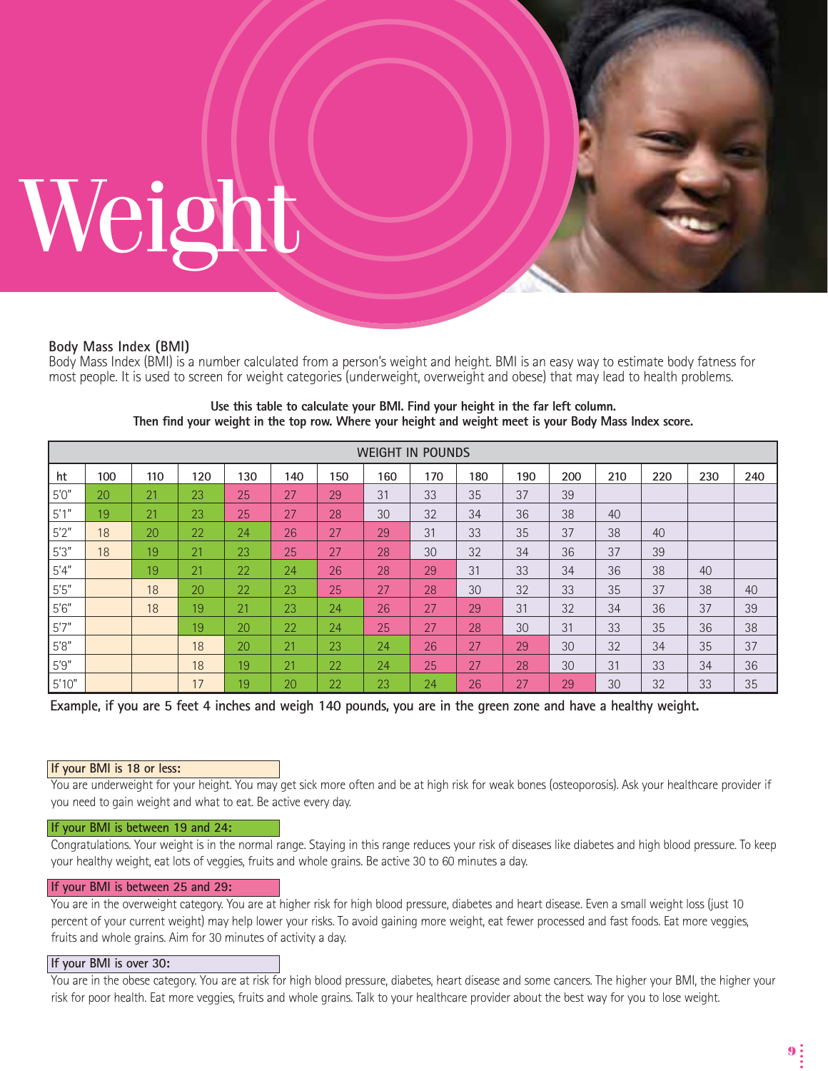# Weight

### Body Mass Index (BMI)

Body Mass Index (BMI) is a number calculated from a person's weight and height. BMI is an easy way to estimate body fatness for most people. It is used to screen for weight categories (underweight, overweight and obese) that may lead to health problems.

**Use this table to calculate your BMI. Find your height in the far left column. Then find your weight in the top row. Where your height and weight meet is your Body Mass Index score.**

| | WEIGHT IN POUNDS | | | | | | | | | | | | | | |
|---|---|---|---|---|---|---|---|---|---|---|---|---|---|---|---|
| ht | 100 | 110 | 120 | 130 | 140 | 150 | 160 | 170 | 180 | 190 | 200 | 210 | 220 | 230 | 240 |
| 5'0" | 20 | 21 | 23 | 25 | 27 | 29 | 31 | 33 | 35 | 37 | 39 | | | | |
| 5'1" | 19 | 21 | 23 | 25 | 27 | 28 | 30 | 32 | 34 | 36 | 38 | 40 | | | |
| 5'2" | 18 | 20 | 22 | 24 | 26 | 27 | 29 | 31 | 33 | 35 | 37 | 38 | 40 | | |
| 5'3" | 18 | 19 | 21 | 23 | 25 | 27 | 28 | 30 | 32 | 34 | 36 | 37 | 39 | | |
| 5'4" | | 19 | 21 | 22 | 24 | 26 | 28 | 29 | 31 | 33 | 34 | 36 | 38 | 40 | |
| 5'5" | | 18 | 20 | 22 | 23 | 25 | 27 | 28 | 30 | 32 | 33 | 35 | 37 | 38 | 40 |
| 5'6" | | 18 | 19 | 21 | 23 | 24 | 26 | 27 | 29 | 31 | 32 | 34 | 36 | 37 | 39 |
| 5'7" | | | 19 | 20 | 22 | 24 | 25 | 27 | 28 | 30 | 31 | 33 | 35 | 36 | 38 |
| 5'8" | | | 18 | 20 | 21 | 23 | 24 | 26 | 27 | 29 | 30 | 32 | 34 | 35 | 37 |
| 5'9" | | | 18 | 19 | 21 | 22 | 24 | 25 | 27 | 28 | 30 | 31 | 33 | 34 | 36 |
| 5'10" | | | 17 | 19 | 20 | 22 | 23 | 24 | 26 | 27 | 29 | 30 | 32 | 33 | 35 |

**Example, if you are 5 feet 4 inches and weigh 140 pounds, you are in the green zone and have a healthy weight.**

**If your BMI is 18 or less:**

You are underweight for your height. You may get sick more often and be at high risk for weak bones (osteoporosis). Ask your healthcare provider if you need to gain weight and what to eat. Be active every day.

**If your BMI is between 19 and 24:**

Congratulations. Your weight is in the normal range. Staying in this range reduces your risk of diseases like diabetes and high blood pressure. To keep your healthy weight, eat lots of veggies, fruits and whole grains. Be active 30 to 60 minutes a day.

**If your BMI is between 25 and 29:**

You are in the overweight category. You are at higher risk for high blood pressure, diabetes and heart disease. Even a small weight loss (just 10 percent of your current weight) may help lower your risks. To avoid gaining more weight, eat fewer processed and fast foods. Eat more veggies, fruits and whole grains. Aim for 30 minutes of activity a day.

**If your BMI is over 30:**

You are in the obese category. You are at risk for high blood pressure, diabetes, heart disease and some cancers. The higher your BMI, the higher your risk for poor health. Eat more veggies, fruits and whole grains. Talk to your healthcare provider about the best way for you to lose weight.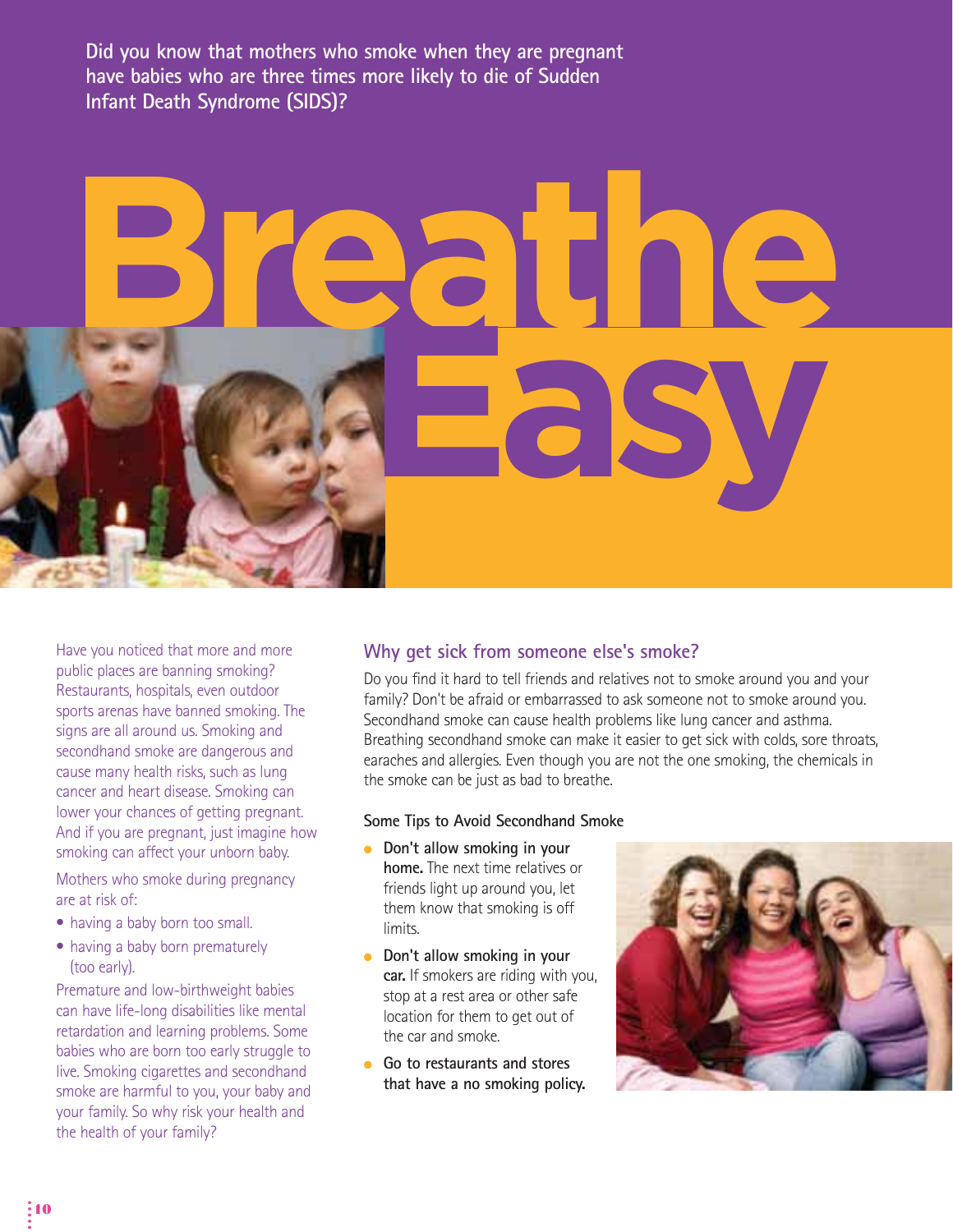Did you know that mothers who smoke when they are pregnant have babies who are three times more likely to die of Sudden Infant Death Syndrome (SIDS)?

# Breathe Easy

Have you noticed that more and more public places are banning smoking? Restaurants, hospitals, even outdoor sports arenas have banned smoking. The signs are all around us. Smoking and secondhand smoke are dangerous and cause many health risks, such as lung cancer and heart disease. Smoking can lower your chances of getting pregnant. And if you are pregnant, just imagine how smoking can affect your unborn baby.

Mothers who smoke during pregnancy are at risk of:

- having a baby born too small.
- having a baby born prematurely (too early).

Premature and low-birthweight babies can have life-long disabilities like mental retardation and learning problems. Some babies who are born too early struggle to live. Smoking cigarettes and secondhand smoke are harmful to you, your baby and your family. So why risk your health and the health of your family?

## Why get sick from someone else's smoke?

Do you find it hard to tell friends and relatives not to smoke around you and your family? Don't be afraid or embarrassed to ask someone not to smoke around you. Secondhand smoke can cause health problems like lung cancer and asthma. Breathing secondhand smoke can make it easier to get sick with colds, sore throats, earaches and allergies. Even though you are not the one smoking, the chemicals in the smoke can be just as bad to breathe.

### Some Tips to Avoid Secondhand Smoke

- **Don't allow smoking in your home.** The next time relatives or friends light up around you, let them know that smoking is off limits.
- **Don't allow smoking in your car.** If smokers are riding with you, stop at a rest area or other safe location for them to get out of the car and smoke.
- **Go to restaurants and stores that have a no smoking policy.**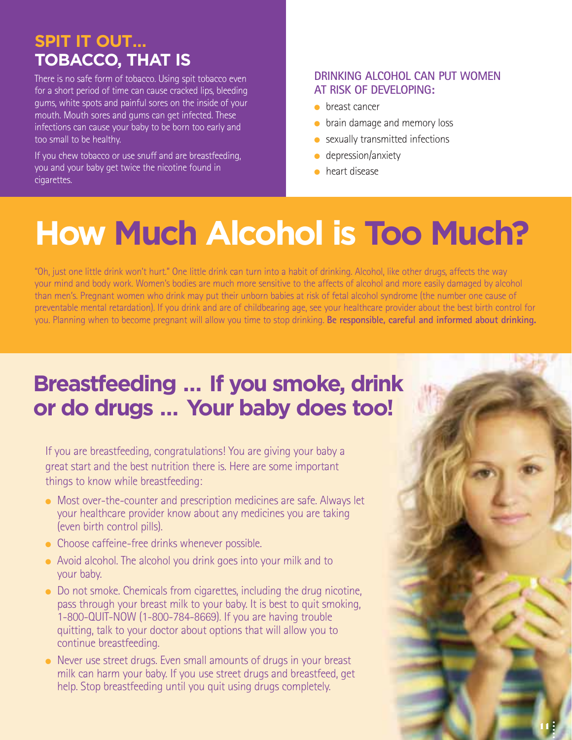## SPIT IT OUT... TOBACCO, THAT IS

There is no safe form of tobacco. Using spit tobacco even for a short period of time can cause cracked lips, bleeding gums, white spots and painful sores on the inside of your mouth. Mouth sores and gums can get infected. These infections can cause your baby to be born too early and too small to be healthy.

If you chew tobacco or use snuff and are breastfeeding, you and your baby get twice the nicotine found in cigarettes.

### DRINKING ALCOHOL CAN PUT WOMEN AT RISK OF DEVELOPING:

- breast cancer
- brain damage and memory loss
- sexually transmitted infections
- depression/anxiety
- heart disease

# How Much Alcohol is Too Much?

"Oh, just one little drink won't hurt." One little drink can turn into a habit of drinking. Alcohol, like other drugs, affects the way your mind and body work. Women's bodies are much more sensitive to the affects of alcohol and more easily damaged by alcohol than men's. Pregnant women who drink may put their unborn babies at risk of fetal alcohol syndrome (the number one cause of preventable mental retardation). If you drink and are of childbearing age, see your healthcare provider about the best birth control for you. Planning when to become pregnant will allow you time to stop drinking. **Be responsible, careful and informed about drinking.**

## Breastfeeding ... If you smoke, drink or do drugs ... Your baby does too!

If you are breastfeeding, congratulations! You are giving your baby a great start and the best nutrition there is. Here are some important things to know while breastfeeding:

- Most over-the-counter and prescription medicines are safe. Always let your healthcare provider know about any medicines you are taking (even birth control pills).
- Choose caffeine-free drinks whenever possible.
- Avoid alcohol. The alcohol you drink goes into your milk and to your baby.
- Do not smoke. Chemicals from cigarettes, including the drug nicotine, pass through your breast milk to your baby. It is best to quit smoking, 1-800-QUIT-NOW (1-800-784-8669). If you are having trouble quitting, talk to your doctor about options that will allow you to continue breastfeeding.
- Never use street drugs. Even small amounts of drugs in your breast milk can harm your baby. If you use street drugs and breastfeed, get help. Stop breastfeeding until you quit using drugs completely.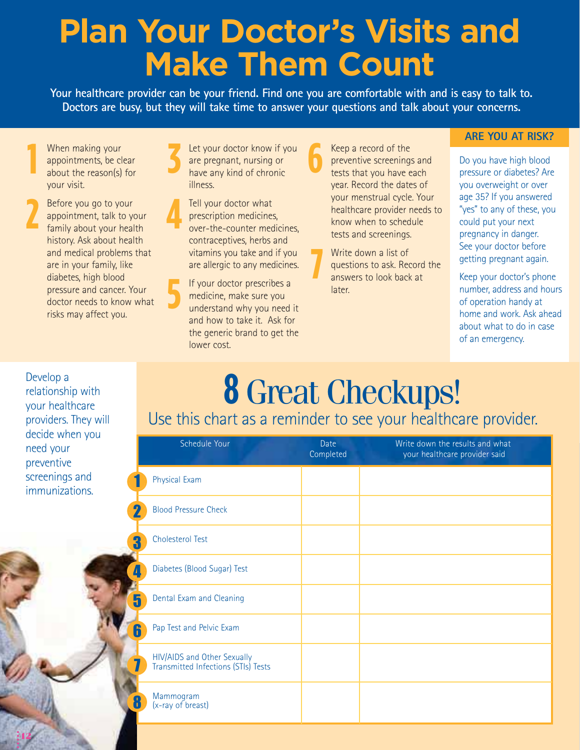# Plan Your Doctor's Visits and Make Them Count

**Your healthcare provider can be your friend. Find one you are comfortable with and is easy to talk to. Doctors are busy, but they will take time to answer your questions and talk about your concerns.**

1. When making your appointments, be clear about the reason(s) for your visit.
2. Before you go to your appointment, talk to your family about your health history. Ask about health and medical problems that are in your family, like diabetes, high blood pressure and cancer. Your doctor needs to know what risks may affect you.
3. Let your doctor know if you are pregnant, nursing or have any kind of chronic illness.
4. Tell your doctor what prescription medicines, over-the-counter medicines, contraceptives, herbs and vitamins you take and if you are allergic to any medicines.
5. If your doctor prescribes a medicine, make sure you understand why you need it and how to take it. Ask for the generic brand to get the lower cost.
6. Keep a record of the preventive screenings and tests that you have each year. Record the dates of your menstrual cycle. Your healthcare provider needs to know when to schedule tests and screenings.
7. Write down a list of questions to ask. Record the answers to look back at later.

## ARE YOU AT RISK?

Do you have high blood pressure or diabetes? Are you overweight or over age 35? If you answered "yes" to any of these, you could put your next pregnancy in danger. See your doctor before getting pregnant again.

Keep your doctor's phone number, address and hours of operation handy at home and work. Ask ahead about what to do in case of an emergency.

Develop a relationship with your healthcare providers. They will decide when you need your preventive screenings and immunizations.

# 8 Great Checkups!

Use this chart as a reminder to see your healthcare provider.

| | Schedule Your | Date Completed | Write down the results and what your healthcare provider said |
|---|---|---|---|
| 1 | Physical Exam | | |
| 2 | Blood Pressure Check | | |
| 3 | Cholesterol Test | | |
| 4 | Diabetes (Blood Sugar) Test | | |
| 5 | Dental Exam and Cleaning | | |
| 6 | Pap Test and Pelvic Exam | | |
| 7 | HIV/AIDS and Other Sexually Transmitted Infections (STIs) Tests | | |
| 8 | Mammogram (x-ray of breast) | | |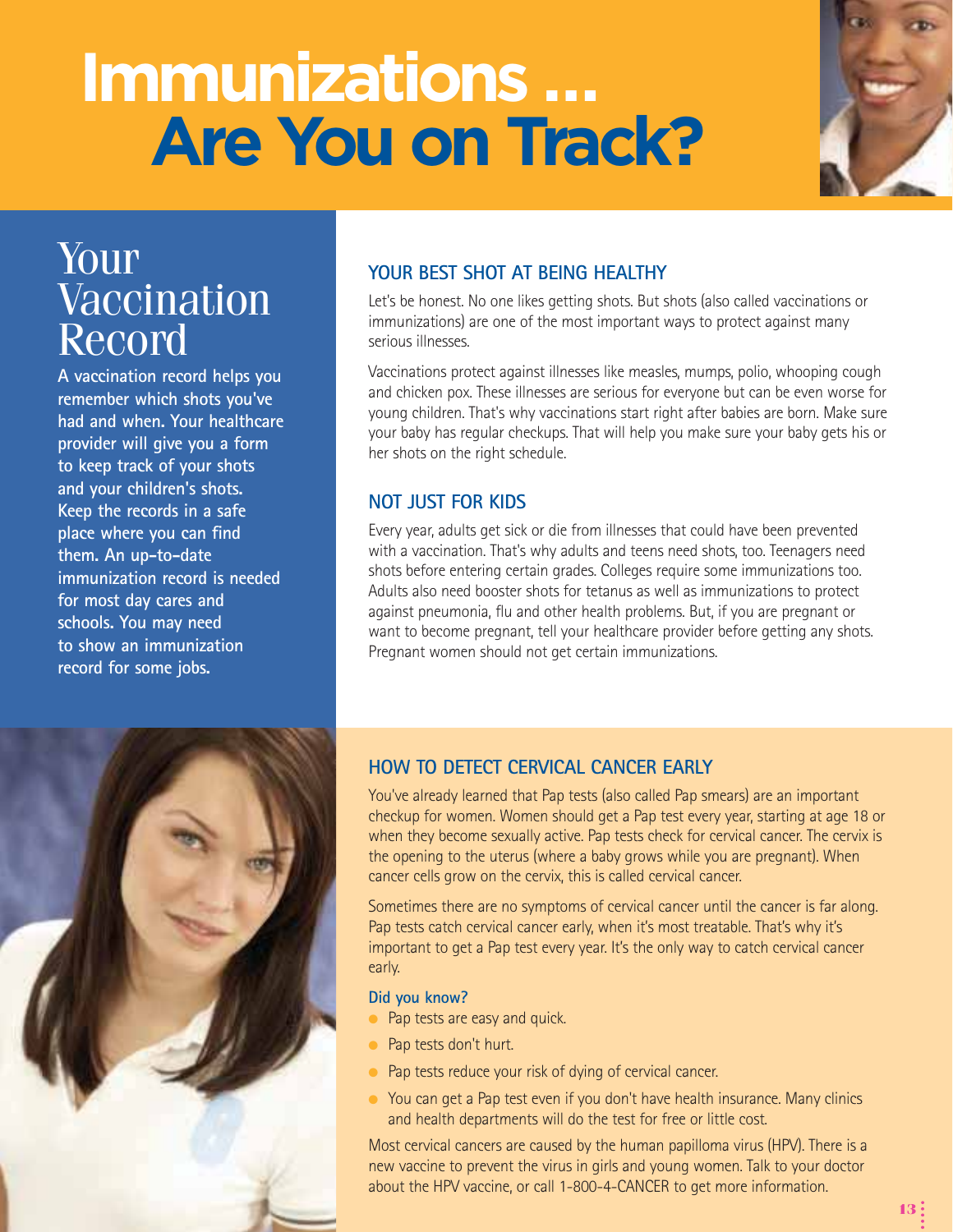# Immunizations … Are You on Track?

## Your Vaccination Record

**A vaccination record helps you remember which shots you've had and when. Your healthcare provider will give you a form to keep track of your shots and your children's shots. Keep the records in a safe place where you can find them. An up-to-date immunization record is needed for most day cares and schools. You may need to show an immunization record for some jobs.**

### YOUR BEST SHOT AT BEING HEALTHY

Let's be honest. No one likes getting shots. But shots (also called vaccinations or immunizations) are one of the most important ways to protect against many serious illnesses.

Vaccinations protect against illnesses like measles, mumps, polio, whooping cough and chicken pox. These illnesses are serious for everyone but can be even worse for young children. That's why vaccinations start right after babies are born. Make sure your baby has regular checkups. That will help you make sure your baby gets his or her shots on the right schedule.

### NOT JUST FOR KIDS

Every year, adults get sick or die from illnesses that could have been prevented with a vaccination. That's why adults and teens need shots, too. Teenagers need shots before entering certain grades. Colleges require some immunizations too. Adults also need booster shots for tetanus as well as immunizations to protect against pneumonia, flu and other health problems. But, if you are pregnant or want to become pregnant, tell your healthcare provider before getting any shots. Pregnant women should not get certain immunizations.

### HOW TO DETECT CERVICAL CANCER EARLY

You've already learned that Pap tests (also called Pap smears) are an important checkup for women. Women should get a Pap test every year, starting at age 18 or when they become sexually active. Pap tests check for cervical cancer. The cervix is the opening to the uterus (where a baby grows while you are pregnant). When cancer cells grow on the cervix, this is called cervical cancer.

Sometimes there are no symptoms of cervical cancer until the cancer is far along. Pap tests catch cervical cancer early, when it's most treatable. That's why it's important to get a Pap test every year. It's the only way to catch cervical cancer early.

**Did you know?**

- Pap tests are easy and quick.
- Pap tests don't hurt.
- Pap tests reduce your risk of dying of cervical cancer.
- You can get a Pap test even if you don't have health insurance. Many clinics and health departments will do the test for free or little cost.

Most cervical cancers are caused by the human papilloma virus (HPV). There is a new vaccine to prevent the virus in girls and young women. Talk to your doctor about the HPV vaccine, or call 1-800-4-CANCER to get more information.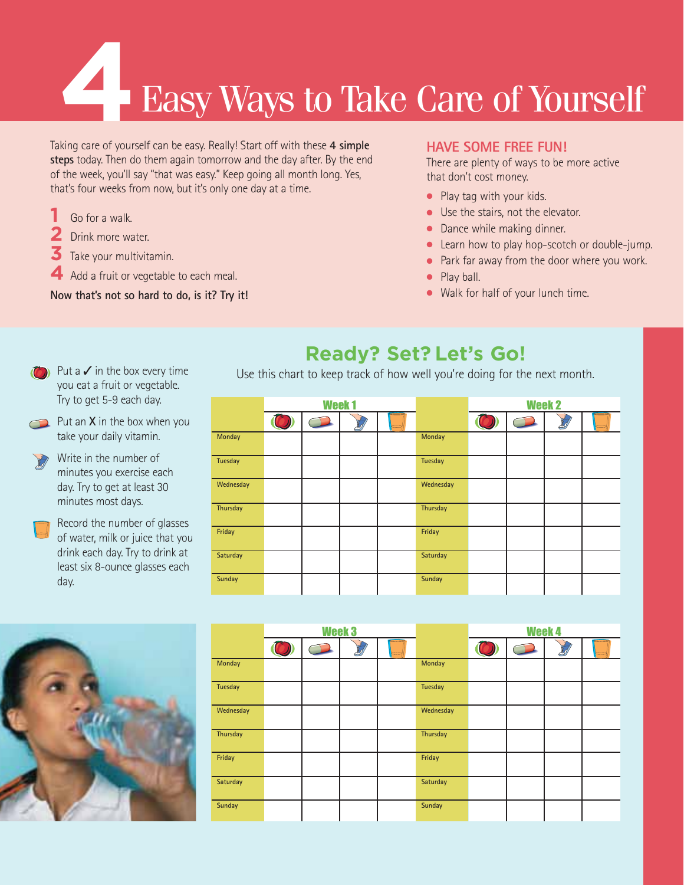# 4 Easy Ways to Take Care of Yourself

Taking care of yourself can be easy. Really! Start off with these **4 simple steps** today. Then do them again tomorrow and the day after. By the end of the week, you'll say "that was easy." Keep going all month long. Yes, that's four weeks from now, but it's only one day at a time.

1. Go for a walk.
2. Drink more water.
3. Take your multivitamin.
4. Add a fruit or vegetable to each meal.

**Now that's not so hard to do, is it? Try it!**

## HAVE SOME FREE FUN!

There are plenty of ways to be more active that don't cost money.

- Play tag with your kids.
- Use the stairs, not the elevator.
- Dance while making dinner.
- Learn how to play hop-scotch or double-jump.
- Park far away from the door where you work.
- Play ball.
- Walk for half of your lunch time.

## Ready? Set? Let's Go!

Use this chart to keep track of how well you're doing for the next month.

- Put a ✓ in the box every time you eat a fruit or vegetable. Try to get 5-9 each day.
- Put an **X** in the box when you take your daily vitamin.
- Write in the number of minutes you exercise each day. Try to get at least 30 minutes most days.
- Record the number of glasses of water, milk or juice that you drink each day. Try to drink at least six 8-ounce glasses each day.

| | Week 1 | | | | | Week 2 | | | |
|---|---|---|---|---|---|---|---|---|---|
| | Fruit/Vegetable | Vitamin | Exercise | Glasses | | Fruit/Vegetable | Vitamin | Exercise | Glasses |
| Monday | | | | | Monday | | | | |
| Tuesday | | | | | Tuesday | | | | |
| Wednesday | | | | | Wednesday | | | | |
| Thursday | | | | | Thursday | | | | |
| Friday | | | | | Friday | | | | |
| Saturday | | | | | Saturday | | | | |
| Sunday | | | | | Sunday | | | | |

| | Week 3 | | | | | Week 4 | | | |
|---|---|---|---|---|---|---|---|---|---|
| | Fruit/Vegetable | Vitamin | Exercise | Glasses | | Fruit/Vegetable | Vitamin | Exercise | Glasses |
| Monday | | | | | Monday | | | | |
| Tuesday | | | | | Tuesday | | | | |
| Wednesday | | | | | Wednesday | | | | |
| Thursday | | | | | Thursday | | | | |
| Friday | | | | | Friday | | | | |
| Saturday | | | | | Saturday | | | | |
| Sunday | | | | | Sunday | | | | |